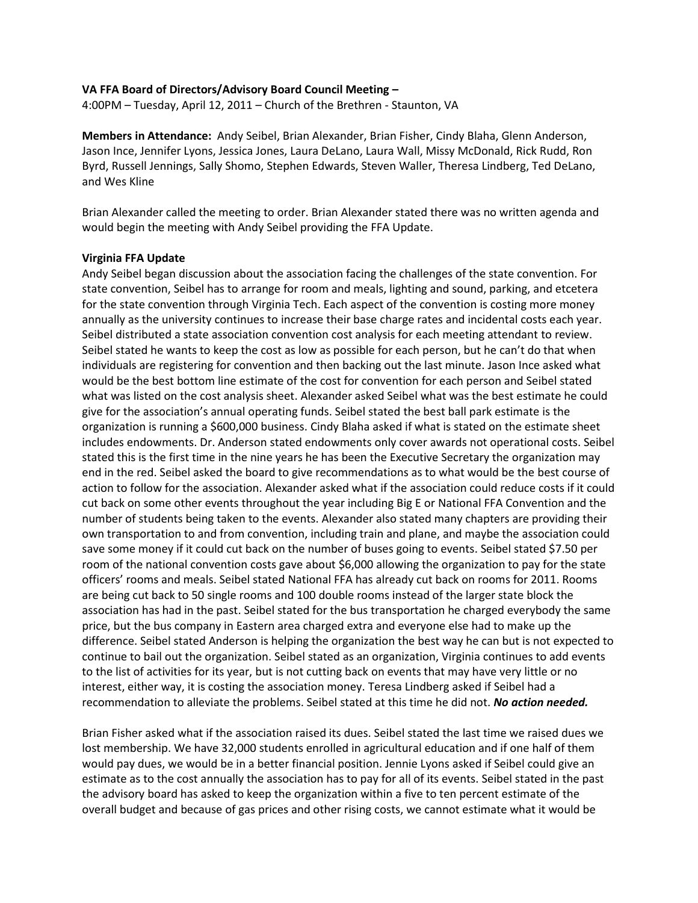**VA FFA Board of Directors/Advisory Board Council Meeting –**
4:00PM – Tuesday, April 12, 2011 – Church of the Brethren - Staunton, VA

**Members in Attendance:** Andy Seibel, Brian Alexander, Brian Fisher, Cindy Blaha, Glenn Anderson, Jason Ince, Jennifer Lyons, Jessica Jones, Laura DeLano, Laura Wall, Missy McDonald, Rick Rudd, Ron Byrd, Russell Jennings, Sally Shomo, Stephen Edwards, Steven Waller, Theresa Lindberg, Ted DeLano, and Wes Kline

Brian Alexander called the meeting to order. Brian Alexander stated there was no written agenda and would begin the meeting with Andy Seibel providing the FFA Update.

**Virginia FFA Update**
Andy Seibel began discussion about the association facing the challenges of the state convention. For state convention, Seibel has to arrange for room and meals, lighting and sound, parking, and etcetera for the state convention through Virginia Tech. Each aspect of the convention is costing more money annually as the university continues to increase their base charge rates and incidental costs each year. Seibel distributed a state association convention cost analysis for each meeting attendant to review. Seibel stated he wants to keep the cost as low as possible for each person, but he can't do that when individuals are registering for convention and then backing out the last minute. Jason Ince asked what would be the best bottom line estimate of the cost for convention for each person and Seibel stated what was listed on the cost analysis sheet. Alexander asked Seibel what was the best estimate he could give for the association's annual operating funds. Seibel stated the best ball park estimate is the organization is running a $600,000 business. Cindy Blaha asked if what is stated on the estimate sheet includes endowments. Dr. Anderson stated endowments only cover awards not operational costs. Seibel stated this is the first time in the nine years he has been the Executive Secretary the organization may end in the red. Seibel asked the board to give recommendations as to what would be the best course of action to follow for the association. Alexander asked what if the association could reduce costs if it could cut back on some other events throughout the year including Big E or National FFA Convention and the number of students being taken to the events. Alexander also stated many chapters are providing their own transportation to and from convention, including train and plane, and maybe the association could save some money if it could cut back on the number of buses going to events. Seibel stated $7.50 per room of the national convention costs gave about $6,000 allowing the organization to pay for the state officers' rooms and meals. Seibel stated National FFA has already cut back on rooms for 2011. Rooms are being cut back to 50 single rooms and 100 double rooms instead of the larger state block the association has had in the past. Seibel stated for the bus transportation he charged everybody the same price, but the bus company in Eastern area charged extra and everyone else had to make up the difference. Seibel stated Anderson is helping the organization the best way he can but is not expected to continue to bail out the organization. Seibel stated as an organization, Virginia continues to add events to the list of activities for its year, but is not cutting back on events that may have very little or no interest, either way, it is costing the association money. Teresa Lindberg asked if Seibel had a recommendation to alleviate the problems. Seibel stated at this time he did not. ***No action needed.***

Brian Fisher asked what if the association raised its dues. Seibel stated the last time we raised dues we lost membership. We have 32,000 students enrolled in agricultural education and if one half of them would pay dues, we would be in a better financial position. Jennie Lyons asked if Seibel could give an estimate as to the cost annually the association has to pay for all of its events. Seibel stated in the past the advisory board has asked to keep the organization within a five to ten percent estimate of the overall budget and because of gas prices and other rising costs, we cannot estimate what it would be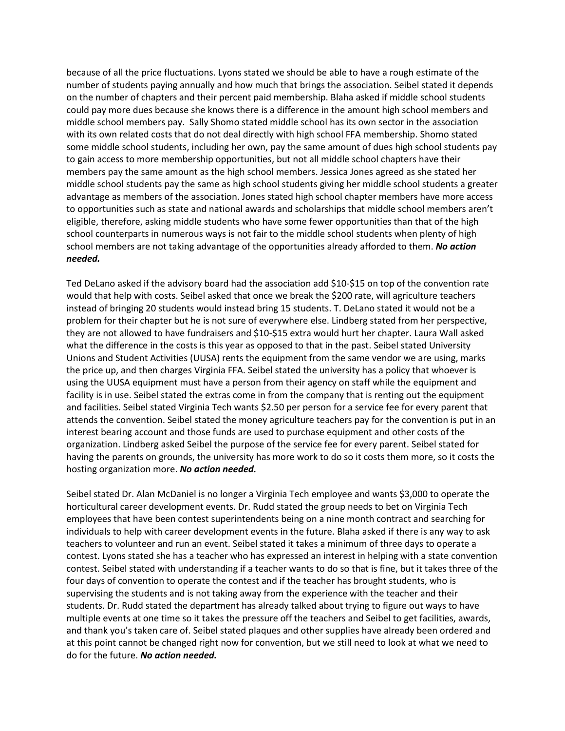because of all the price fluctuations. Lyons stated we should be able to have a rough estimate of the number of students paying annually and how much that brings the association. Seibel stated it depends on the number of chapters and their percent paid membership. Blaha asked if middle school students could pay more dues because she knows there is a difference in the amount high school members and middle school members pay.  Sally Shomo stated middle school has its own sector in the association with its own related costs that do not deal directly with high school FFA membership. Shomo stated some middle school students, including her own, pay the same amount of dues high school students pay to gain access to more membership opportunities, but not all middle school chapters have their members pay the same amount as the high school members. Jessica Jones agreed as she stated her middle school students pay the same as high school students giving her middle school students a greater advantage as members of the association. Jones stated high school chapter members have more access to opportunities such as state and national awards and scholarships that middle school members aren't eligible, therefore, asking middle students who have some fewer opportunities than that of the high school counterparts in numerous ways is not fair to the middle school students when plenty of high school members are not taking advantage of the opportunities already afforded to them. ***No action needed.***

Ted DeLano asked if the advisory board had the association add $10-$15 on top of the convention rate would that help with costs. Seibel asked that once we break the $200 rate, will agriculture teachers instead of bringing 20 students would instead bring 15 students. T. DeLano stated it would not be a problem for their chapter but he is not sure of everywhere else. Lindberg stated from her perspective, they are not allowed to have fundraisers and $10-$15 extra would hurt her chapter. Laura Wall asked what the difference in the costs is this year as opposed to that in the past. Seibel stated University Unions and Student Activities (UUSA) rents the equipment from the same vendor we are using, marks the price up, and then charges Virginia FFA. Seibel stated the university has a policy that whoever is using the UUSA equipment must have a person from their agency on staff while the equipment and facility is in use. Seibel stated the extras come in from the company that is renting out the equipment and facilities. Seibel stated Virginia Tech wants $2.50 per person for a service fee for every parent that attends the convention. Seibel stated the money agriculture teachers pay for the convention is put in an interest bearing account and those funds are used to purchase equipment and other costs of the organization. Lindberg asked Seibel the purpose of the service fee for every parent. Seibel stated for having the parents on grounds, the university has more work to do so it costs them more, so it costs the hosting organization more. ***No action needed.***

Seibel stated Dr. Alan McDaniel is no longer a Virginia Tech employee and wants $3,000 to operate the horticultural career development events. Dr. Rudd stated the group needs to bet on Virginia Tech employees that have been contest superintendents being on a nine month contract and searching for individuals to help with career development events in the future. Blaha asked if there is any way to ask teachers to volunteer and run an event. Seibel stated it takes a minimum of three days to operate a contest. Lyons stated she has a teacher who has expressed an interest in helping with a state convention contest. Seibel stated with understanding if a teacher wants to do so that is fine, but it takes three of the four days of convention to operate the contest and if the teacher has brought students, who is supervising the students and is not taking away from the experience with the teacher and their students. Dr. Rudd stated the department has already talked about trying to figure out ways to have multiple events at one time so it takes the pressure off the teachers and Seibel to get facilities, awards, and thank you's taken care of. Seibel stated plaques and other supplies have already been ordered and at this point cannot be changed right now for convention, but we still need to look at what we need to do for the future. ***No action needed.***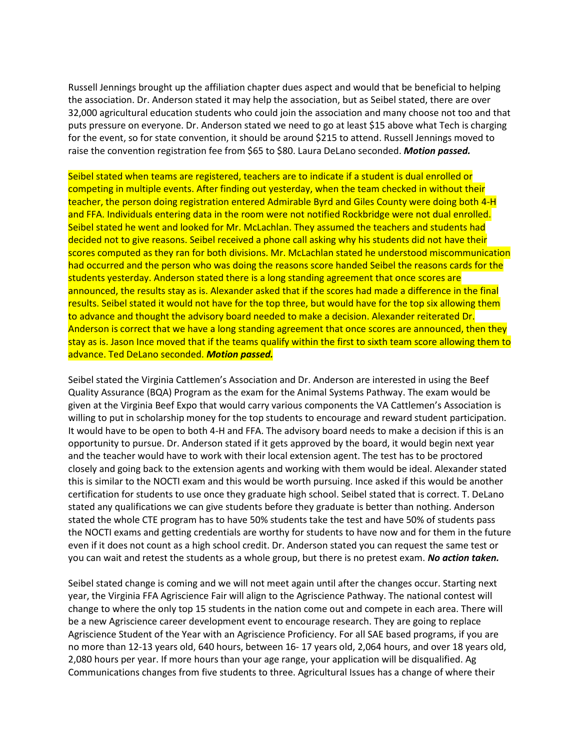Russell Jennings brought up the affiliation chapter dues aspect and would that be beneficial to helping the association. Dr. Anderson stated it may help the association, but as Seibel stated, there are over 32,000 agricultural education students who could join the association and many choose not too and that puts pressure on everyone. Dr. Anderson stated we need to go at least $15 above what Tech is charging for the event, so for state convention, it should be around $215 to attend. Russell Jennings moved to raise the convention registration fee from $65 to $80. Laura DeLano seconded. ***Motion passed.***

Seibel stated when teams are registered, teachers are to indicate if a student is dual enrolled or competing in multiple events. After finding out yesterday, when the team checked in without their teacher, the person doing registration entered Admirable Byrd and Giles County were doing both 4-H and FFA. Individuals entering data in the room were not notified Rockbridge were not dual enrolled. Seibel stated he went and looked for Mr. McLachlan. They assumed the teachers and students had decided not to give reasons. Seibel received a phone call asking why his students did not have their scores computed as they ran for both divisions. Mr. McLachlan stated he understood miscommunication had occurred and the person who was doing the reasons score handed Seibel the reasons cards for the students yesterday. Anderson stated there is a long standing agreement that once scores are announced, the results stay as is. Alexander asked that if the scores had made a difference in the final results. Seibel stated it would not have for the top three, but would have for the top six allowing them to advance and thought the advisory board needed to make a decision. Alexander reiterated Dr. Anderson is correct that we have a long standing agreement that once scores are announced, then they stay as is. Jason Ince moved that if the teams qualify within the first to sixth team score allowing them to advance. Ted DeLano seconded. ***Motion passed.***

Seibel stated the Virginia Cattlemen's Association and Dr. Anderson are interested in using the Beef Quality Assurance (BQA) Program as the exam for the Animal Systems Pathway. The exam would be given at the Virginia Beef Expo that would carry various components the VA Cattlemen's Association is willing to put in scholarship money for the top students to encourage and reward student participation. It would have to be open to both 4-H and FFA. The advisory board needs to make a decision if this is an opportunity to pursue. Dr. Anderson stated if it gets approved by the board, it would begin next year and the teacher would have to work with their local extension agent. The test has to be proctored closely and going back to the extension agents and working with them would be ideal. Alexander stated this is similar to the NOCTI exam and this would be worth pursuing. Ince asked if this would be another certification for students to use once they graduate high school. Seibel stated that is correct. T. DeLano stated any qualifications we can give students before they graduate is better than nothing. Anderson stated the whole CTE program has to have 50% students take the test and have 50% of students pass the NOCTI exams and getting credentials are worthy for students to have now and for them in the future even if it does not count as a high school credit. Dr. Anderson stated you can request the same test or you can wait and retest the students as a whole group, but there is no pretest exam. ***No action taken.***

Seibel stated change is coming and we will not meet again until after the changes occur. Starting next year, the Virginia FFA Agriscience Fair will align to the Agriscience Pathway. The national contest will change to where the only top 15 students in the nation come out and compete in each area. There will be a new Agriscience career development event to encourage research. They are going to replace Agriscience Student of the Year with an Agriscience Proficiency. For all SAE based programs, if you are no more than 12-13 years old, 640 hours, between 16- 17 years old, 2,064 hours, and over 18 years old, 2,080 hours per year. If more hours than your age range, your application will be disqualified. Ag Communications changes from five students to three. Agricultural Issues has a change of where their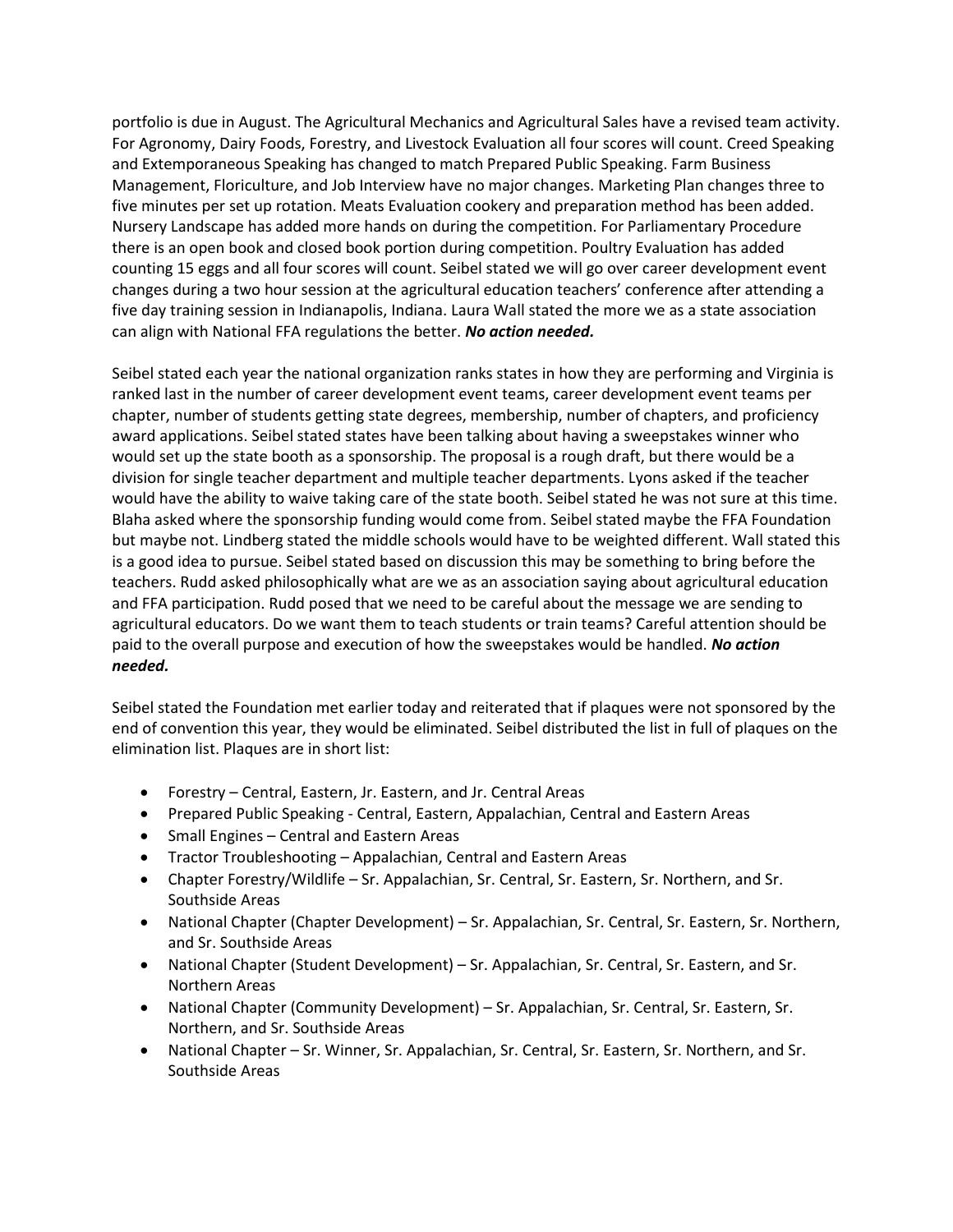portfolio is due in August. The Agricultural Mechanics and Agricultural Sales have a revised team activity. For Agronomy, Dairy Foods, Forestry, and Livestock Evaluation all four scores will count. Creed Speaking and Extemporaneous Speaking has changed to match Prepared Public Speaking. Farm Business Management, Floriculture, and Job Interview have no major changes. Marketing Plan changes three to five minutes per set up rotation. Meats Evaluation cookery and preparation method has been added. Nursery Landscape has added more hands on during the competition. For Parliamentary Procedure there is an open book and closed book portion during competition. Poultry Evaluation has added counting 15 eggs and all four scores will count. Seibel stated we will go over career development event changes during a two hour session at the agricultural education teachers' conference after attending a five day training session in Indianapolis, Indiana. Laura Wall stated the more we as a state association can align with National FFA regulations the better. ***No action needed.***

Seibel stated each year the national organization ranks states in how they are performing and Virginia is ranked last in the number of career development event teams, career development event teams per chapter, number of students getting state degrees, membership, number of chapters, and proficiency award applications. Seibel stated states have been talking about having a sweepstakes winner who would set up the state booth as a sponsorship. The proposal is a rough draft, but there would be a division for single teacher department and multiple teacher departments. Lyons asked if the teacher would have the ability to waive taking care of the state booth. Seibel stated he was not sure at this time. Blaha asked where the sponsorship funding would come from. Seibel stated maybe the FFA Foundation but maybe not. Lindberg stated the middle schools would have to be weighted different. Wall stated this is a good idea to pursue. Seibel stated based on discussion this may be something to bring before the teachers. Rudd asked philosophically what are we as an association saying about agricultural education and FFA participation. Rudd posed that we need to be careful about the message we are sending to agricultural educators. Do we want them to teach students or train teams? Careful attention should be paid to the overall purpose and execution of how the sweepstakes would be handled. ***No action needed.***

Seibel stated the Foundation met earlier today and reiterated that if plaques were not sponsored by the end of convention this year, they would be eliminated. Seibel distributed the list in full of plaques on the elimination list. Plaques are in short list:

- Forestry – Central, Eastern, Jr. Eastern, and Jr. Central Areas
- Prepared Public Speaking - Central, Eastern, Appalachian, Central and Eastern Areas
- Small Engines – Central and Eastern Areas
- Tractor Troubleshooting – Appalachian, Central and Eastern Areas
- Chapter Forestry/Wildlife – Sr. Appalachian, Sr. Central, Sr. Eastern, Sr. Northern, and Sr. Southside Areas
- National Chapter (Chapter Development) – Sr. Appalachian, Sr. Central, Sr. Eastern, Sr. Northern, and Sr. Southside Areas
- National Chapter (Student Development) – Sr. Appalachian, Sr. Central, Sr. Eastern, and Sr. Northern Areas
- National Chapter (Community Development) – Sr. Appalachian, Sr. Central, Sr. Eastern, Sr. Northern, and Sr. Southside Areas
- National Chapter – Sr. Winner, Sr. Appalachian, Sr. Central, Sr. Eastern, Sr. Northern, and Sr. Southside Areas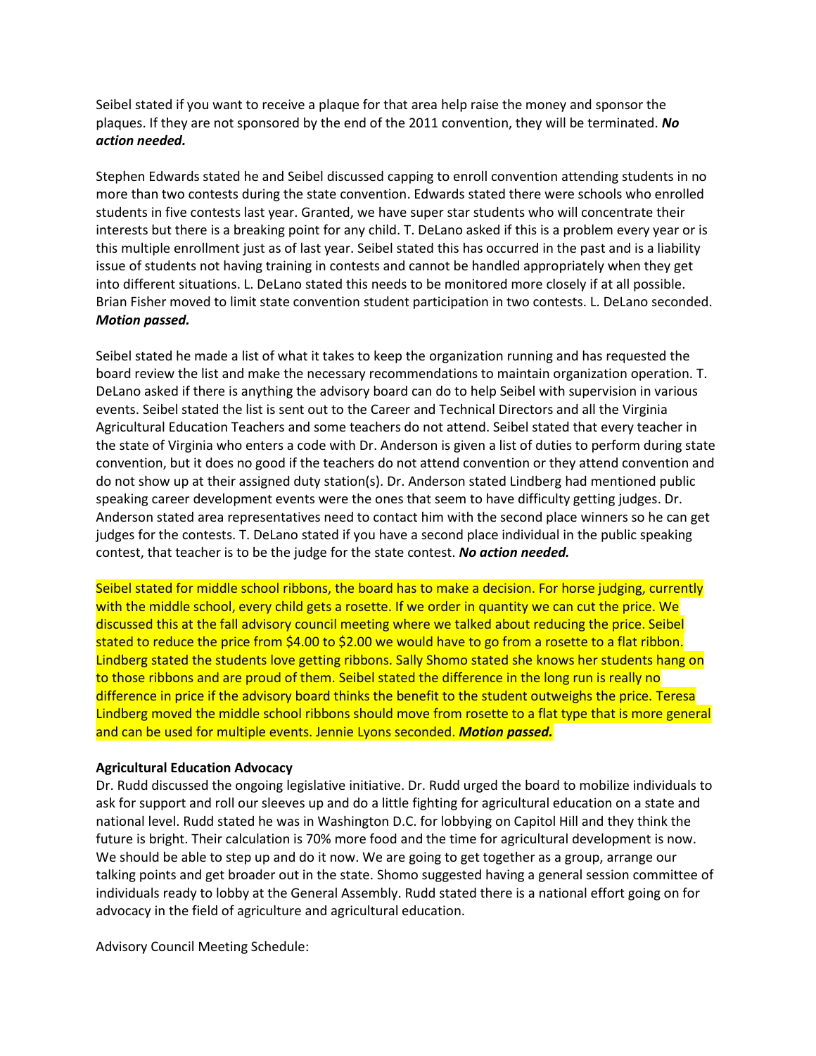Seibel stated if you want to receive a plaque for that area help raise the money and sponsor the plaques. If they are not sponsored by the end of the 2011 convention, they will be terminated. ***No action needed.***

Stephen Edwards stated he and Seibel discussed capping to enroll convention attending students in no more than two contests during the state convention. Edwards stated there were schools who enrolled students in five contests last year. Granted, we have super star students who will concentrate their interests but there is a breaking point for any child. T. DeLano asked if this is a problem every year or is this multiple enrollment just as of last year. Seibel stated this has occurred in the past and is a liability issue of students not having training in contests and cannot be handled appropriately when they get into different situations. L. DeLano stated this needs to be monitored more closely if at all possible. Brian Fisher moved to limit state convention student participation in two contests. L. DeLano seconded. ***Motion passed.***

Seibel stated he made a list of what it takes to keep the organization running and has requested the board review the list and make the necessary recommendations to maintain organization operation. T. DeLano asked if there is anything the advisory board can do to help Seibel with supervision in various events. Seibel stated the list is sent out to the Career and Technical Directors and all the Virginia Agricultural Education Teachers and some teachers do not attend. Seibel stated that every teacher in the state of Virginia who enters a code with Dr. Anderson is given a list of duties to perform during state convention, but it does no good if the teachers do not attend convention or they attend convention and do not show up at their assigned duty station(s). Dr. Anderson stated Lindberg had mentioned public speaking career development events were the ones that seem to have difficulty getting judges. Dr. Anderson stated area representatives need to contact him with the second place winners so he can get judges for the contests. T. DeLano stated if you have a second place individual in the public speaking contest, that teacher is to be the judge for the state contest. ***No action needed.***

Seibel stated for middle school ribbons, the board has to make a decision. For horse judging, currently with the middle school, every child gets a rosette. If we order in quantity we can cut the price. We discussed this at the fall advisory council meeting where we talked about reducing the price. Seibel stated to reduce the price from $4.00 to $2.00 we would have to go from a rosette to a flat ribbon. Lindberg stated the students love getting ribbons. Sally Shomo stated she knows her students hang on to those ribbons and are proud of them. Seibel stated the difference in the long run is really no difference in price if the advisory board thinks the benefit to the student outweighs the price. Teresa Lindberg moved the middle school ribbons should move from rosette to a flat type that is more general and can be used for multiple events. Jennie Lyons seconded. ***Motion passed.***

**Agricultural Education Advocacy**

Dr. Rudd discussed the ongoing legislative initiative. Dr. Rudd urged the board to mobilize individuals to ask for support and roll our sleeves up and do a little fighting for agricultural education on a state and national level. Rudd stated he was in Washington D.C. for lobbying on Capitol Hill and they think the future is bright. Their calculation is 70% more food and the time for agricultural development is now. We should be able to step up and do it now. We are going to get together as a group, arrange our talking points and get broader out in the state. Shomo suggested having a general session committee of individuals ready to lobby at the General Assembly. Rudd stated there is a national effort going on for advocacy in the field of agriculture and agricultural education.

Advisory Council Meeting Schedule: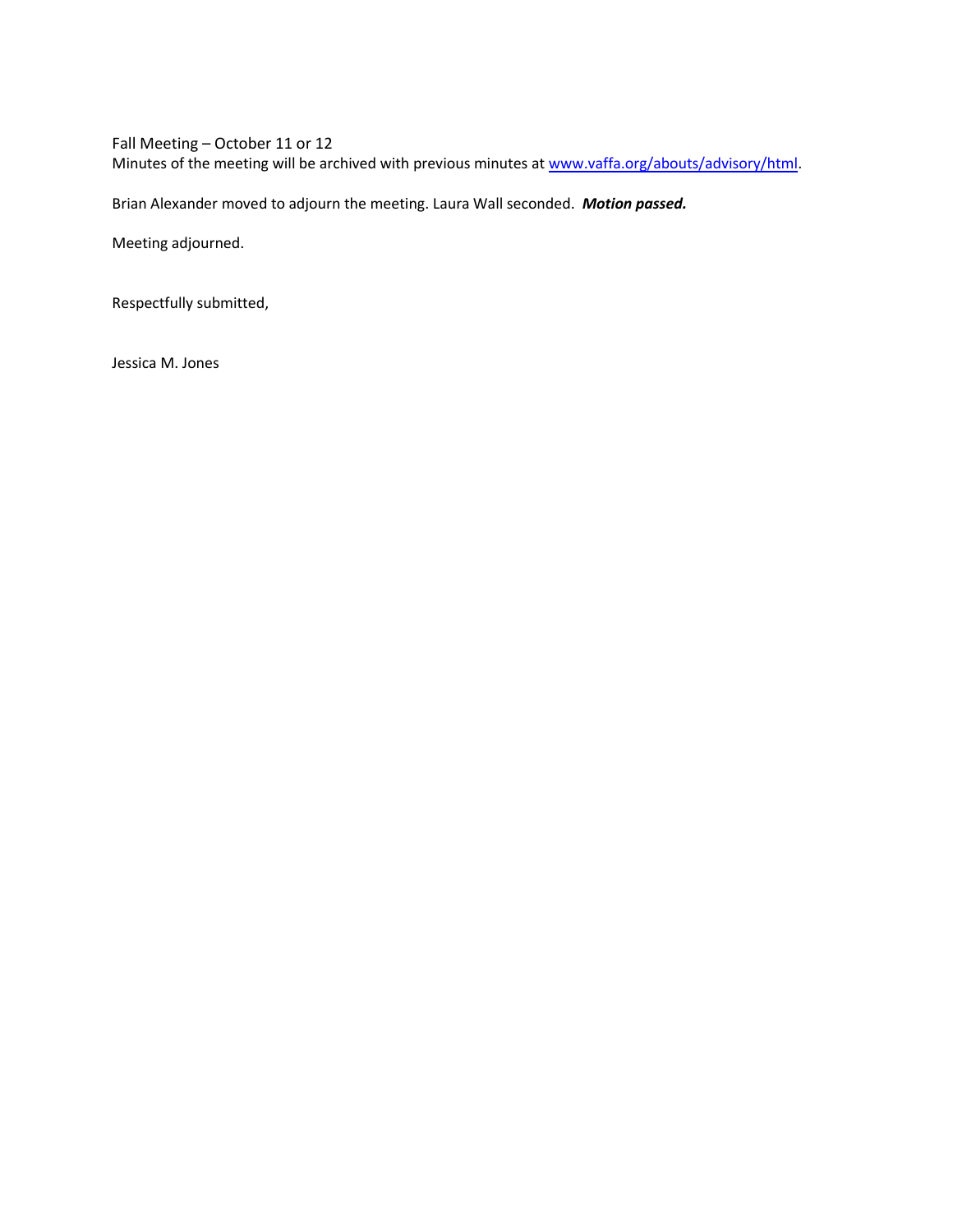Fall Meeting – October 11 or 12
Minutes of the meeting will be archived with previous minutes at [www.vaffa.org/abouts/advisory/html](www.vaffa.org/abouts/advisory/html).

Brian Alexander moved to adjourn the meeting. Laura Wall seconded. ***Motion passed.***

Meeting adjourned.

Respectfully submitted,

Jessica M. Jones